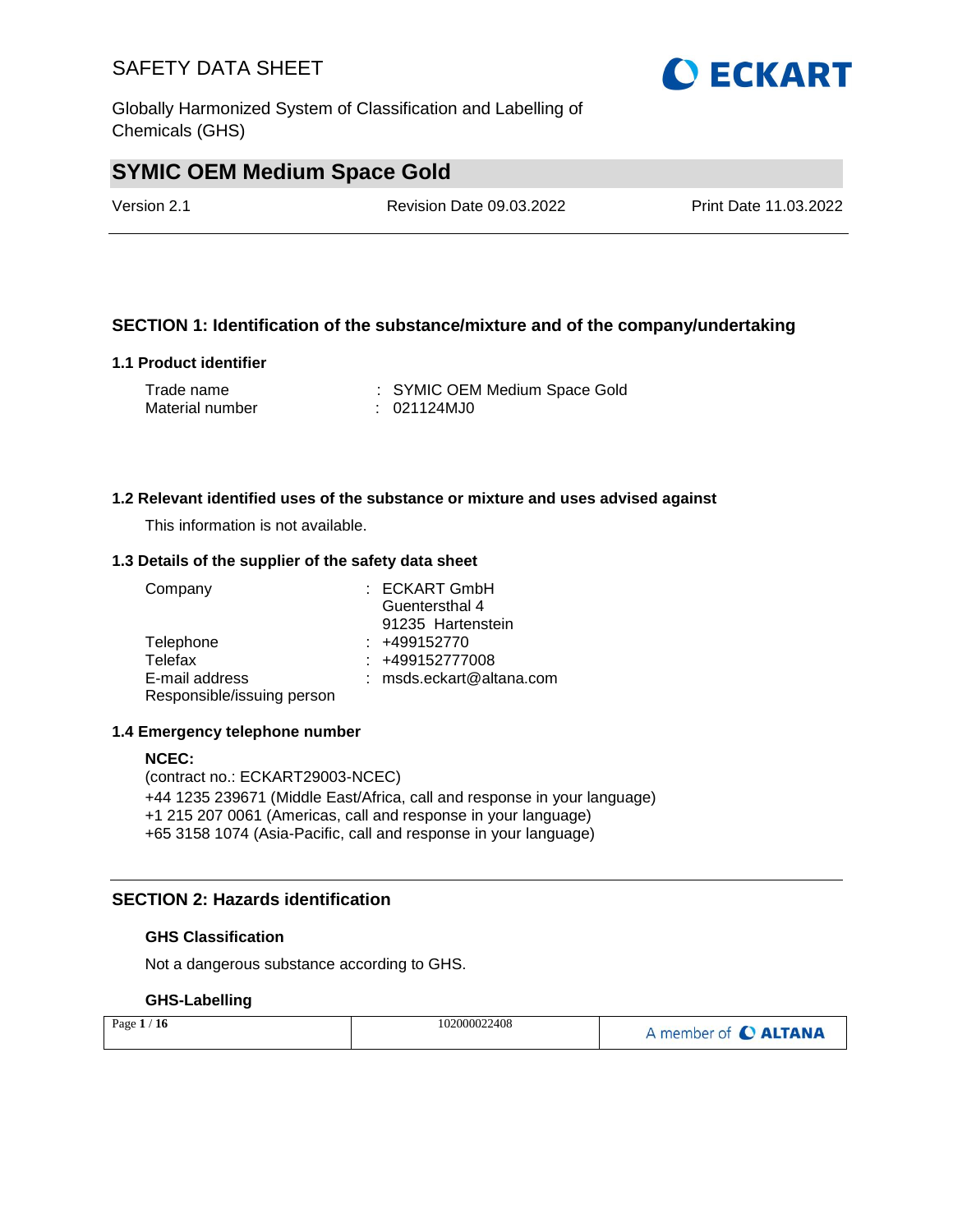# SYMIC OEM Medium Space Gold

| Version 2.1 | Revision Date 09.03.2022 | Print Date 11.03.2022 |
|---|---|---|

## SECTION 1: Identification of the substance/mixture and of the company/undertaking

### 1.1 Product identifier

| | | |
|---|---|---|
| Trade name | : | SYMIC OEM Medium Space Gold |
| Material number | : | 021124MJ0 |

### 1.2 Relevant identified uses of the substance or mixture and uses advised against

This information is not available.

### 1.3 Details of the supplier of the safety data sheet

| | | |
|---|---|---|
| Company | : | ECKART GmbH<br>Guentersthal 4<br>91235 Hartenstein |
| Telephone | : | +499152770 |
| Telefax | : | +499152777008 |
| E-mail address | : | msds.eckart@altana.com |
| Responsible/issuing person | | |

### 1.4 Emergency telephone number

**NCEC:**
(contract no.: ECKART29003-NCEC)
+44 1235 239671 (Middle East/Africa, call and response in your language)
+1 215 207 0061 (Americas, call and response in your language)
+65 3158 1074 (Asia-Pacific, call and response in your language)

## SECTION 2: Hazards identification

### GHS Classification

Not a dangerous substance according to GHS.

### GHS-Labelling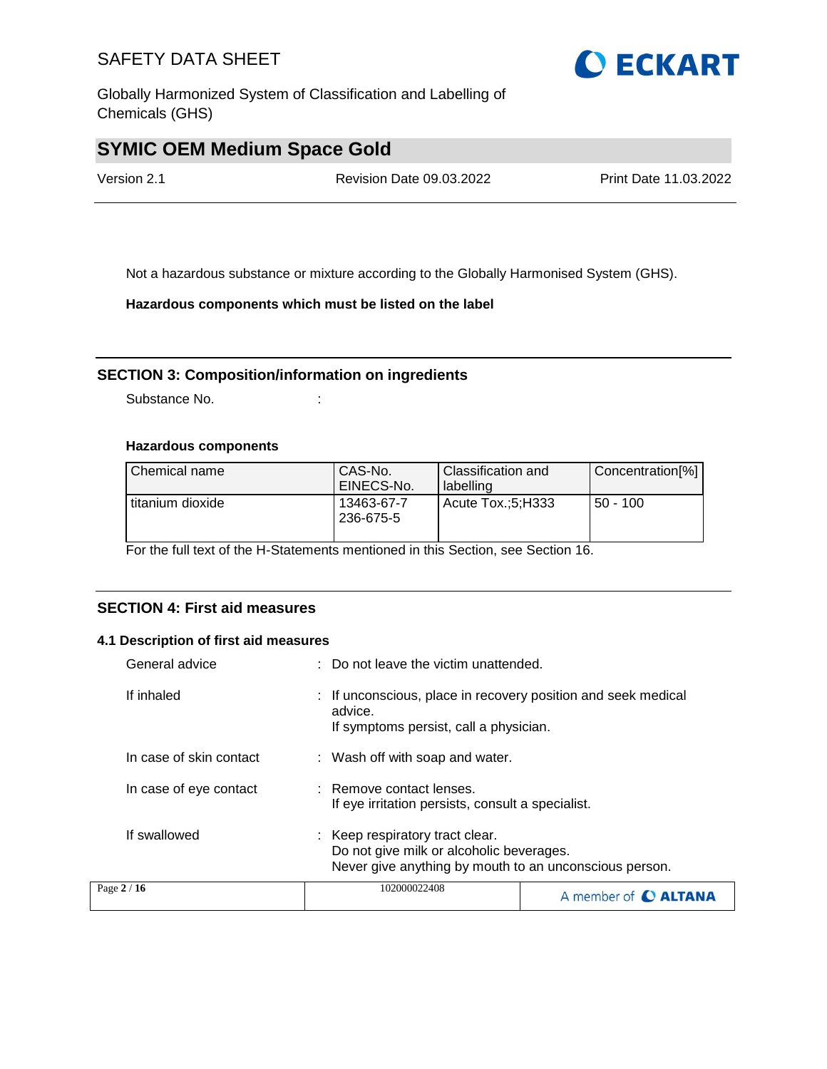Not a hazardous substance or mixture according to the Globally Harmonised System (GHS).

**Hazardous components which must be listed on the label**

## SECTION 3: Composition/information on ingredients

Substance No. :

**Hazardous components**

| Chemical name | CAS-No.<br>EINECS-No. | Classification and labelling | Concentration[%] |
|---|---|---|---|
| titanium dioxide | 13463-67-7<br>236-675-5 | Acute Tox.;5;H333 | 50 - 100 |

For the full text of the H-Statements mentioned in this Section, see Section 16.

## SECTION 4: First aid measures

### 4.1 Description of first aid measures

General advice : Do not leave the victim unattended.

If inhaled : If unconscious, place in recovery position and seek medical advice.
If symptoms persist, call a physician.

In case of skin contact : Wash off with soap and water.

In case of eye contact : Remove contact lenses.
If eye irritation persists, consult a specialist.

If swallowed : Keep respiratory tract clear.
Do not give milk or alcoholic beverages.
Never give anything by mouth to an unconscious person.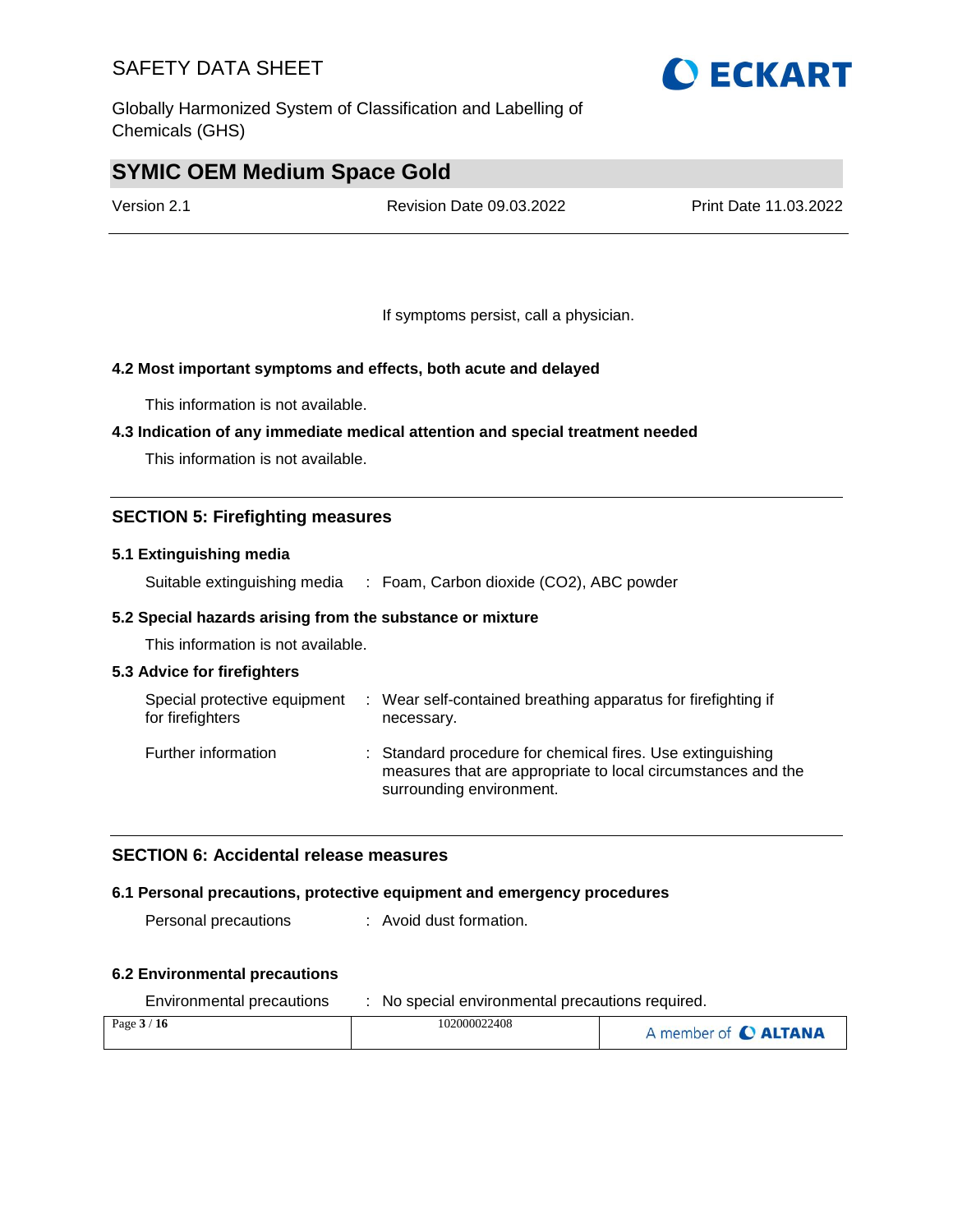If symptoms persist, call a physician.

### 4.2 Most important symptoms and effects, both acute and delayed

This information is not available.

### 4.3 Indication of any immediate medical attention and special treatment needed

This information is not available.

## SECTION 5: Firefighting measures

### 5.1 Extinguishing media

Suitable extinguishing media : Foam, Carbon dioxide ($CO_2$), ABC powder

### 5.2 Special hazards arising from the substance or mixture

This information is not available.

### 5.3 Advice for firefighters

Special protective equipment for firefighters : Wear self-contained breathing apparatus for firefighting if necessary.

Further information : Standard procedure for chemical fires. Use extinguishing measures that are appropriate to local circumstances and the surrounding environment.

## SECTION 6: Accidental release measures

### 6.1 Personal precautions, protective equipment and emergency procedures

Personal precautions : Avoid dust formation.

### 6.2 Environmental precautions

Environmental precautions : No special environmental precautions required.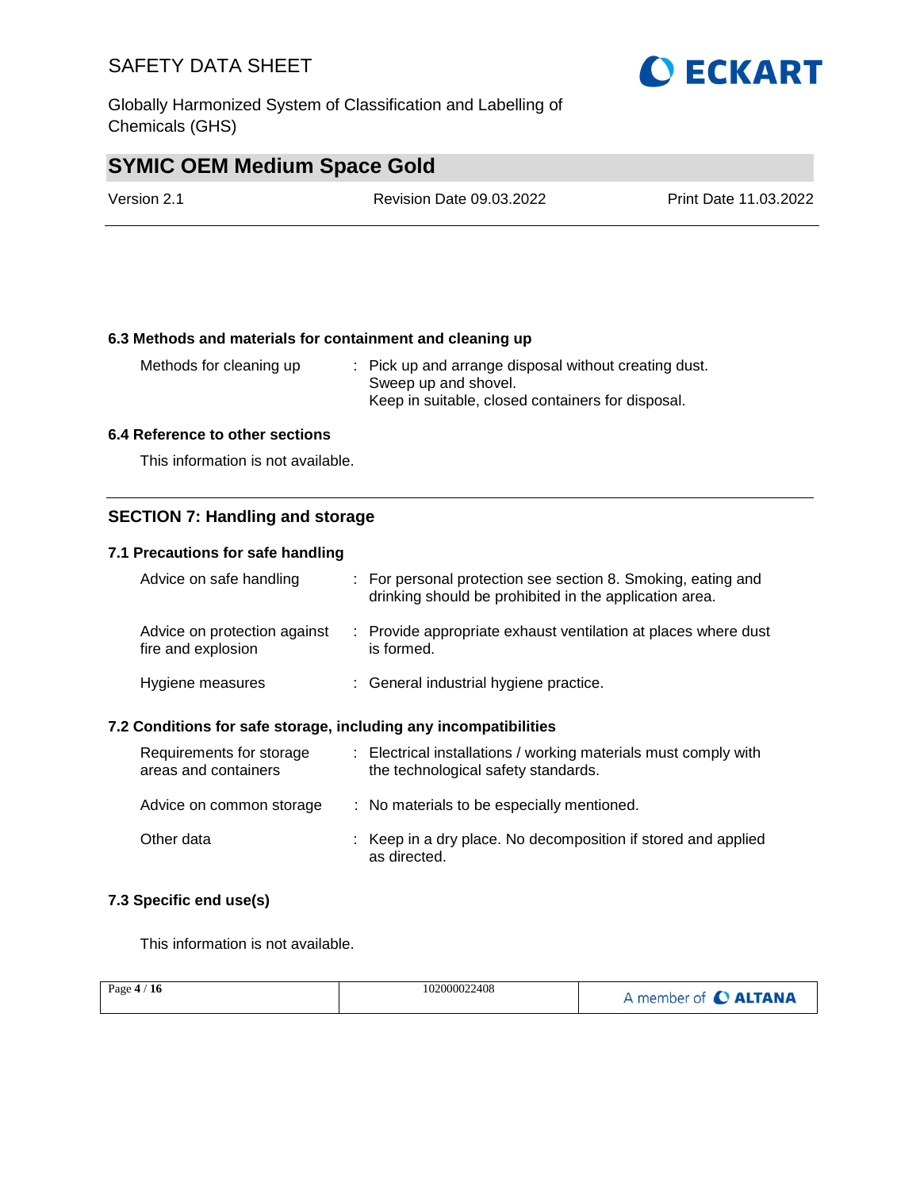### 6.3 Methods and materials for containment and cleaning up

| | |
|---|---|
| Methods for cleaning up | : Pick up and arrange disposal without creating dust. Sweep up and shovel. Keep in suitable, closed containers for disposal. |

### 6.4 Reference to other sections

This information is not available.

## SECTION 7: Handling and storage

### 7.1 Precautions for safe handling

| | |
|---|---|
| Advice on safe handling | : For personal protection see section 8. Smoking, eating and drinking should be prohibited in the application area. |
| Advice on protection against fire and explosion | : Provide appropriate exhaust ventilation at places where dust is formed. |
| Hygiene measures | : General industrial hygiene practice. |

### 7.2 Conditions for safe storage, including any incompatibilities

| | |
|---|---|
| Requirements for storage areas and containers | : Electrical installations / working materials must comply with the technological safety standards. |
| Advice on common storage | : No materials to be especially mentioned. |
| Other data | : Keep in a dry place. No decomposition if stored and applied as directed. |

### 7.3 Specific end use(s)

This information is not available.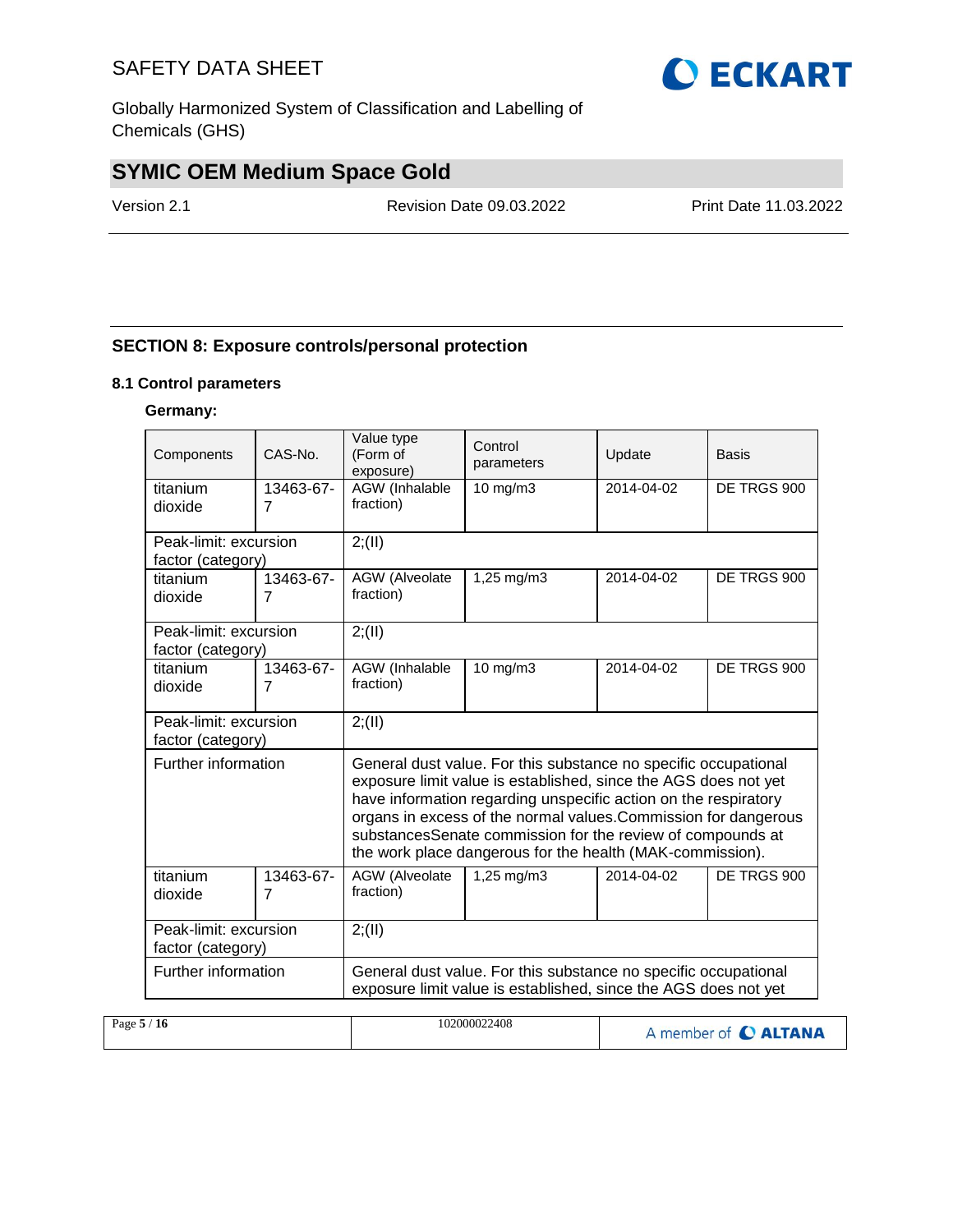## SECTION 8: Exposure controls/personal protection

### 8.1 Control parameters

**Germany:**

| Components | CAS-No. | Value type (Form of exposure) | Control parameters | Update | Basis |
|---|---|---|---|---|---|
| titanium dioxide | 13463-67-7 | AGW (Inhalable fraction) | 10 mg/m3 | 2014-04-02 | DE TRGS 900 |
| Peak-limit: excursion factor (category) | | 2;(II) | | | |
| titanium dioxide | 13463-67-7 | AGW (Alveolate fraction) | 1,25 mg/m3 | 2014-04-02 | DE TRGS 900 |
| Peak-limit: excursion factor (category) | | 2;(II) | | | |
| titanium dioxide | 13463-67-7 | AGW (Inhalable fraction) | 10 mg/m3 | 2014-04-02 | DE TRGS 900 |
| Peak-limit: excursion factor (category) | | 2;(II) | | | |
| Further information | | General dust value. For this substance no specific occupational exposure limit value is established, since the AGS does not yet have information regarding unspecific action on the respiratory organs in excess of the normal values.Commission for dangerous substancesSenate commission for the review of compounds at the work place dangerous for the health (MAK-commission). | | | |
| titanium dioxide | 13463-67-7 | AGW (Alveolate fraction) | 1,25 mg/m3 | 2014-04-02 | DE TRGS 900 |
| Peak-limit: excursion factor (category) | | 2;(II) | | | |
| Further information | | General dust value. For this substance no specific occupational exposure limit value is established, since the AGS does not yet | | | |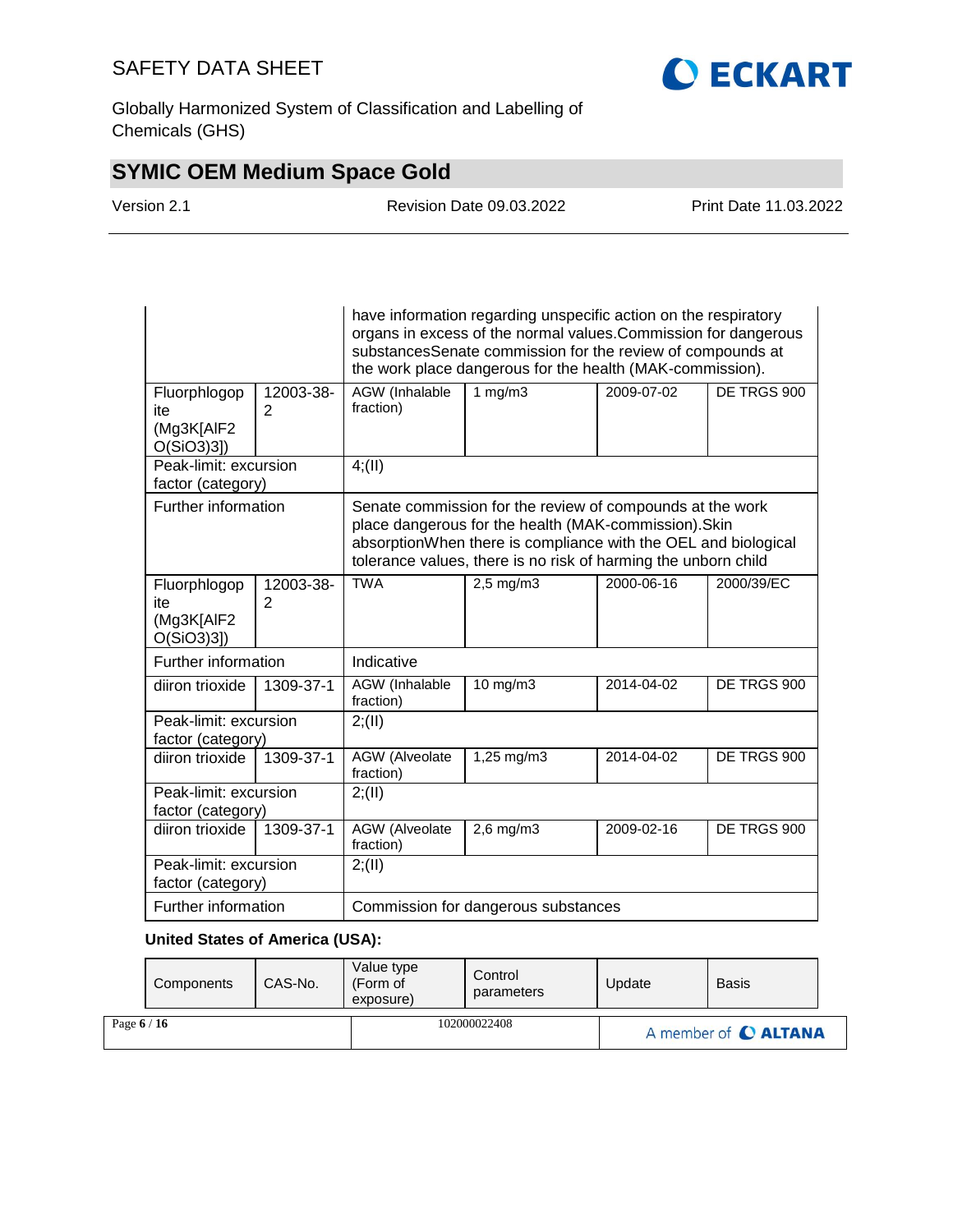| Components | CAS-No. | Value type (Form of exposure) | Control parameters | Update | Basis |
|---|---|---|---|---|---|
| | | have information regarding unspecific action on the respiratory organs in excess of the normal values.Commission for dangerous substancesSenate commission for the review of compounds at the work place dangerous for the health (MAK-commission). | | | |
| Fluorphlogopite ($Mg_3K[AlF_2O(SiO_3)_3]$) | 12003-38-2 | AGW (Inhalable fraction) | 1 mg/m3 | 2009-07-02 | DE TRGS 900 |
| Peak-limit: excursion factor (category) | | 4;(II) | | | |
| Further information | | Senate commission for the review of compounds at the work place dangerous for the health (MAK-commission).Skin absorptionWhen there is compliance with the OEL and biological tolerance values, there is no risk of harming the unborn child | | | |
| Fluorphlogopite ($Mg_3K[AlF_2O(SiO_3)_3]$) | 12003-38-2 | TWA | 2,5 mg/m3 | 2000-06-16 | 2000/39/EC |
| Further information | | Indicative | | | |
| diiron trioxide | 1309-37-1 | AGW (Inhalable fraction) | 10 mg/m3 | 2014-04-02 | DE TRGS 900 |
| Peak-limit: excursion factor (category) | | 2;(II) | | | |
| diiron trioxide | 1309-37-1 | AGW (Alveolate fraction) | 1,25 mg/m3 | 2014-04-02 | DE TRGS 900 |
| Peak-limit: excursion factor (category) | | 2;(II) | | | |
| diiron trioxide | 1309-37-1 | AGW (Alveolate fraction) | 2,6 mg/m3 | 2009-02-16 | DE TRGS 900 |
| Peak-limit: excursion factor (category) | | 2;(II) | | | |
| Further information | | Commission for dangerous substances | | | |

**United States of America (USA):**

| Components | CAS-No. | Value type (Form of exposure) | Control parameters | Update | Basis |
|---|---|---|---|---|---|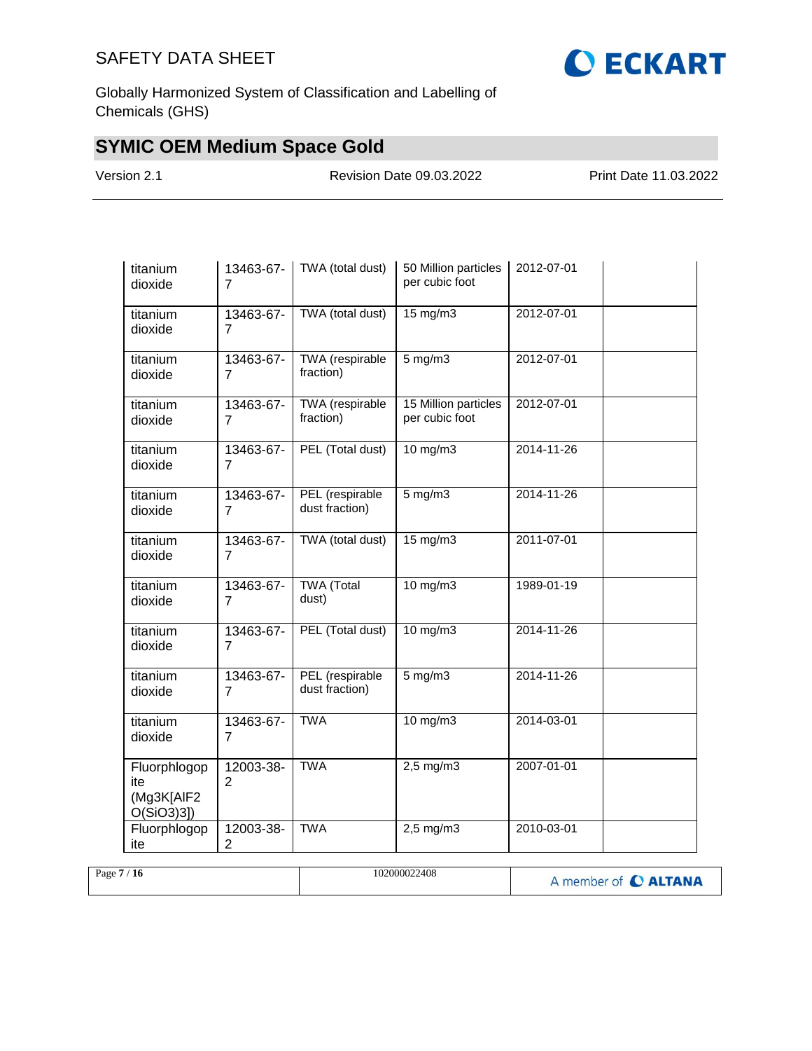| | | | | | |
|---|---|---|---|---|---|
| titanium dioxide | 13463-67-7 | TWA (total dust) | 50 Million particles per cubic foot | 2012-07-01 | |
| titanium dioxide | 13463-67-7 | TWA (total dust) | 15 mg/m3 | 2012-07-01 | |
| titanium dioxide | 13463-67-7 | TWA (respirable fraction) | 5 mg/m3 | 2012-07-01 | |
| titanium dioxide | 13463-67-7 | TWA (respirable fraction) | 15 Million particles per cubic foot | 2012-07-01 | |
| titanium dioxide | 13463-67-7 | PEL (Total dust) | 10 mg/m3 | 2014-11-26 | |
| titanium dioxide | 13463-67-7 | PEL (respirable dust fraction) | 5 mg/m3 | 2014-11-26 | |
| titanium dioxide | 13463-67-7 | TWA (total dust) | 15 mg/m3 | 2011-07-01 | |
| titanium dioxide | 13463-67-7 | TWA (Total dust) | 10 mg/m3 | 1989-01-19 | |
| titanium dioxide | 13463-67-7 | PEL (Total dust) | 10 mg/m3 | 2014-11-26 | |
| titanium dioxide | 13463-67-7 | PEL (respirable dust fraction) | 5 mg/m3 | 2014-11-26 | |
| titanium dioxide | 13463-67-7 | TWA | 10 mg/m3 | 2014-03-01 | |
| Fluorphlogopite (Mg3K[AlF2 O(SiO3)3]) | 12003-38-2 | TWA | 2,5 mg/m3 | 2007-01-01 | |
| Fluorphlogopite | 12003-38-2 | TWA | 2,5 mg/m3 | 2010-03-01 | |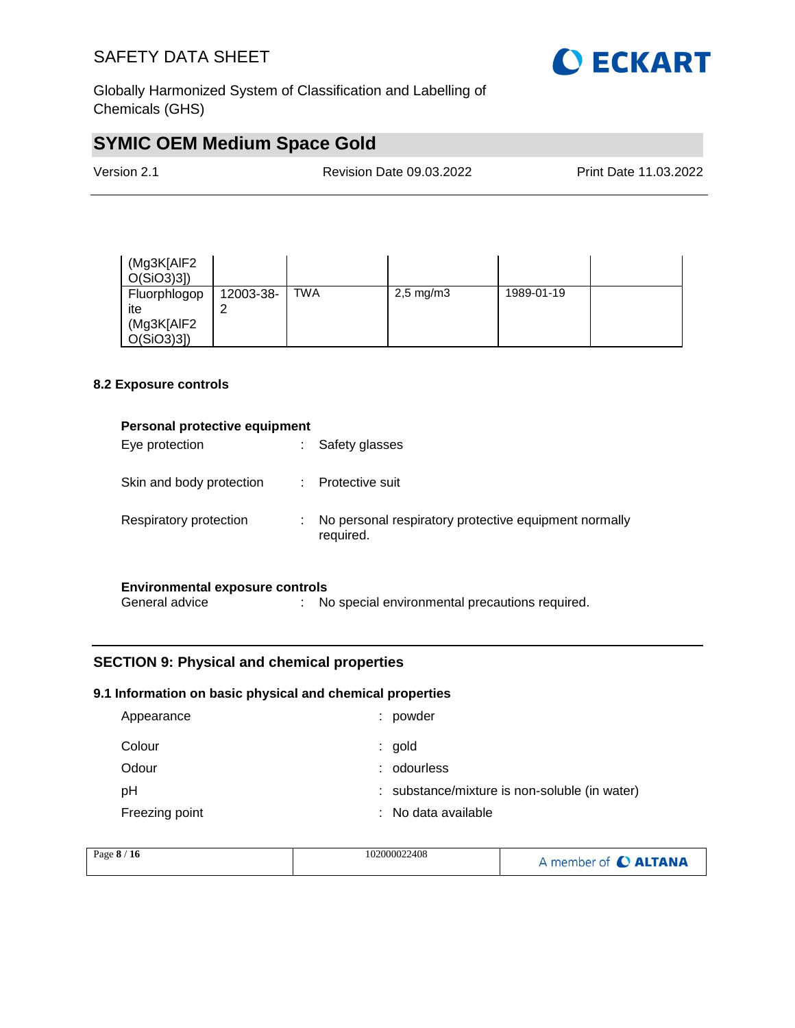| | | | | | |
|---|---|---|---|---|---|
| (Mg3K[AlF2 O(SiO3)3]) | | | | | |
| Fluorphlogopite (Mg3K[AlF2 O(SiO3)3]) | 12003-38-2 | TWA | 2,5 mg/m3 | 1989-01-19 | |

### 8.2 Exposure controls

**Personal protective equipment**

Eye protection : Safety glasses

Skin and body protection : Protective suit

Respiratory protection : No personal respiratory protective equipment normally required.

**Environmental exposure controls**

General advice : No special environmental precautions required.

## SECTION 9: Physical and chemical properties

### 9.1 Information on basic physical and chemical properties

Appearance : powder

Colour : gold

Odour : odourless

pH : substance/mixture is non-soluble (in water)

Freezing point : No data available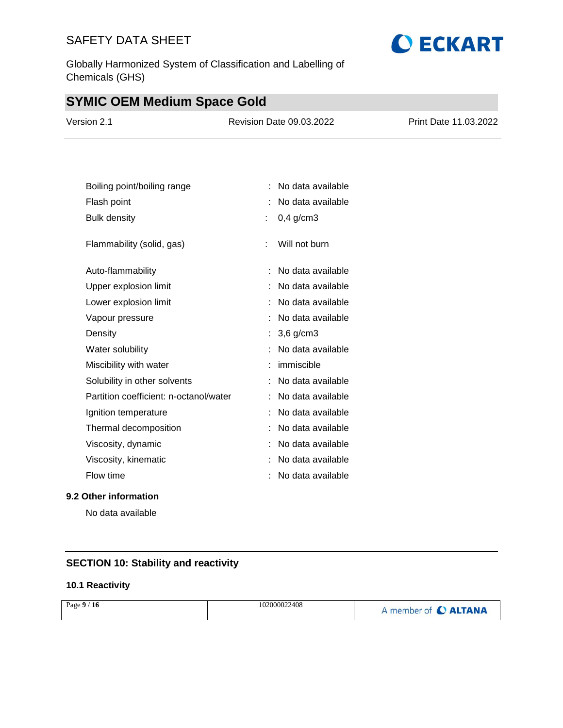| | | |
|---|---|---|
| Boiling point/boiling range | : | No data available |
| Flash point | : | No data available |
| Bulk density | : | 0,4 g/cm3 |
| Flammability (solid, gas) | : | Will not burn |
| Auto-flammability | : | No data available |
| Upper explosion limit | : | No data available |
| Lower explosion limit | : | No data available |
| Vapour pressure | : | No data available |
| Density | : | 3,6 g/cm3 |
| Water solubility | : | No data available |
| Miscibility with water | : | immiscible |
| Solubility in other solvents | : | No data available |
| Partition coefficient: n-octanol/water | : | No data available |
| Ignition temperature | : | No data available |
| Thermal decomposition | : | No data available |
| Viscosity, dynamic | : | No data available |
| Viscosity, kinematic | : | No data available |
| Flow time | : | No data available |

### 9.2 Other information

No data available

## SECTION 10: Stability and reactivity

### 10.1 Reactivity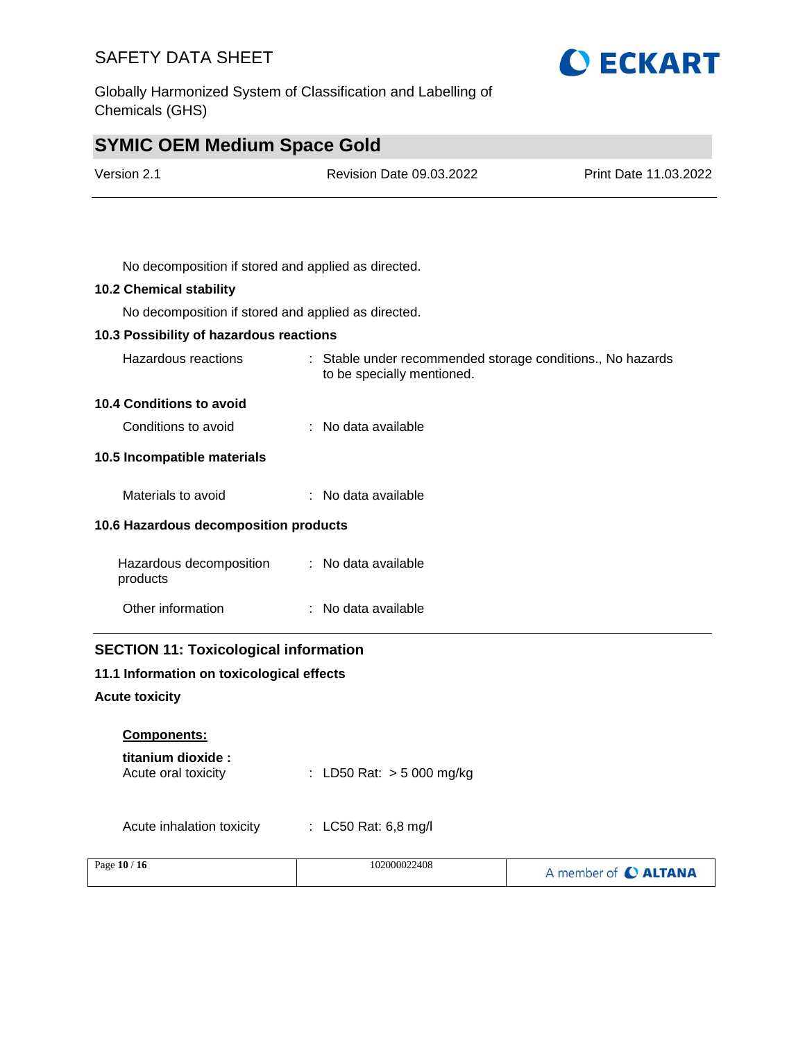No decomposition if stored and applied as directed.

### 10.2 Chemical stability

No decomposition if stored and applied as directed.

### 10.3 Possibility of hazardous reactions

Hazardous reactions : Stable under recommended storage conditions., No hazards to be specially mentioned.

### 10.4 Conditions to avoid

Conditions to avoid : No data available

### 10.5 Incompatible materials

Materials to avoid : No data available

### 10.6 Hazardous decomposition products

Hazardous decomposition products : No data available

Other information : No data available

## SECTION 11: Toxicological information

### 11.1 Information on toxicological effects

**Acute toxicity**

**Components:**

**titanium dioxide :**

Acute oral toxicity : LD50 Rat: > 5 000 mg/kg

Acute inhalation toxicity : LC50 Rat: 6,8 mg/l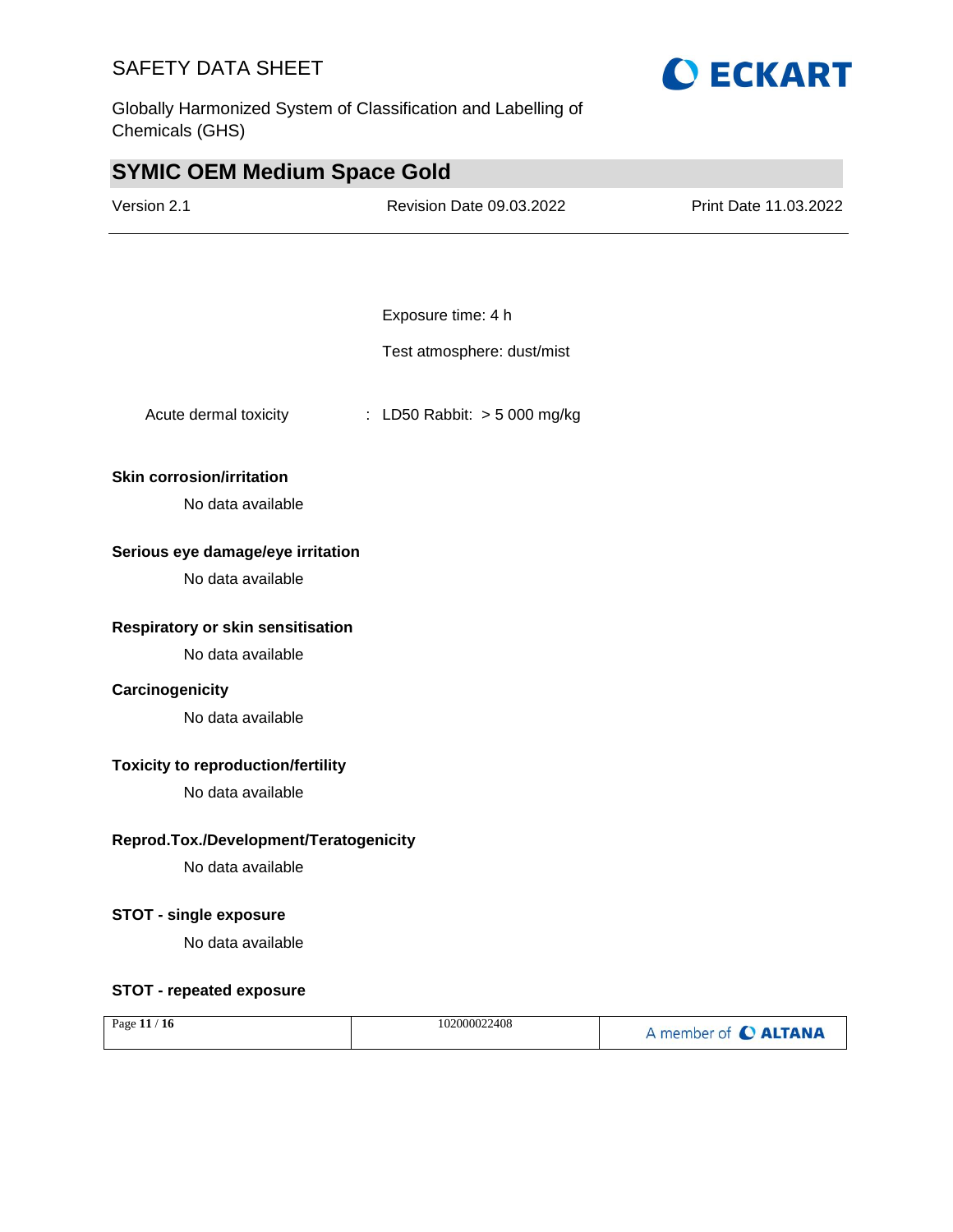Exposure time: 4 h

Test atmosphere: dust/mist

Acute dermal toxicity : LD50 Rabbit: > 5 000 mg/kg

**Skin corrosion/irritation**

No data available

**Serious eye damage/eye irritation**

No data available

**Respiratory or skin sensitisation**

No data available

**Carcinogenicity**

No data available

**Toxicity to reproduction/fertility**

No data available

**Reprod.Tox./Development/Teratogenicity**

No data available

**STOT - single exposure**

No data available

**STOT - repeated exposure**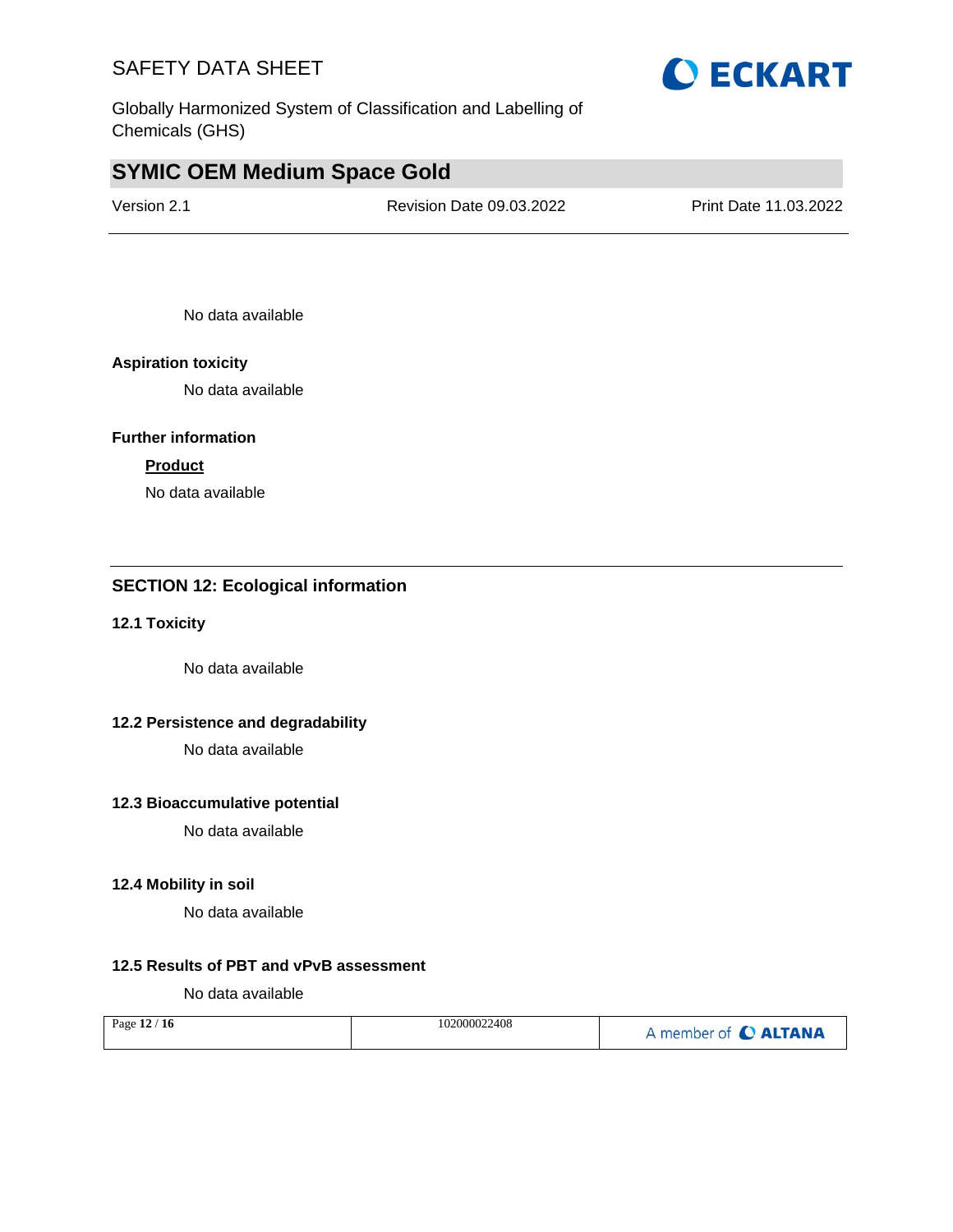No data available

**Aspiration toxicity**

No data available

**Further information**

**Product**

No data available

## SECTION 12: Ecological information

### 12.1 Toxicity

No data available

### 12.2 Persistence and degradability

No data available

### 12.3 Bioaccumulative potential

No data available

### 12.4 Mobility in soil

No data available

### 12.5 Results of PBT and vPvB assessment

No data available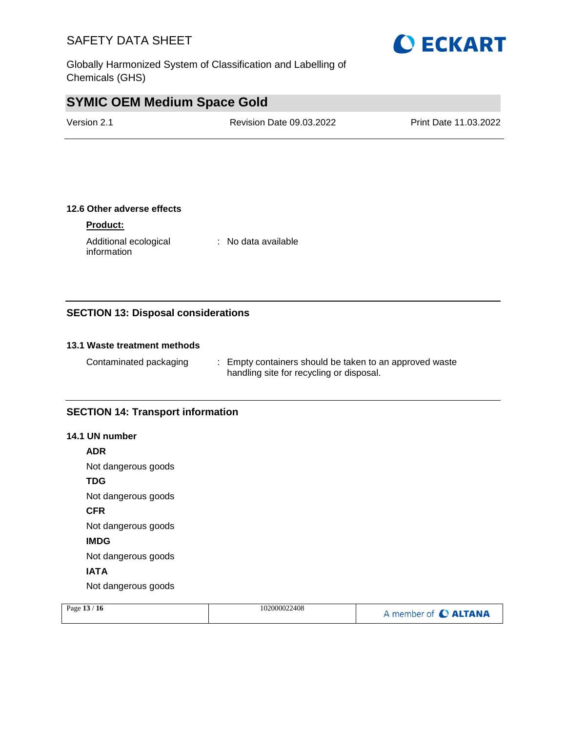### 12.6 Other adverse effects

**Product:**

Additional ecological information : No data available

## SECTION 13: Disposal considerations

### 13.1 Waste treatment methods

Contaminated packaging : Empty containers should be taken to an approved waste handling site for recycling or disposal.

## SECTION 14: Transport information

### 14.1 UN number

**ADR**

Not dangerous goods

**TDG**

Not dangerous goods

**CFR**

Not dangerous goods

**IMDG**

Not dangerous goods

**IATA**

Not dangerous goods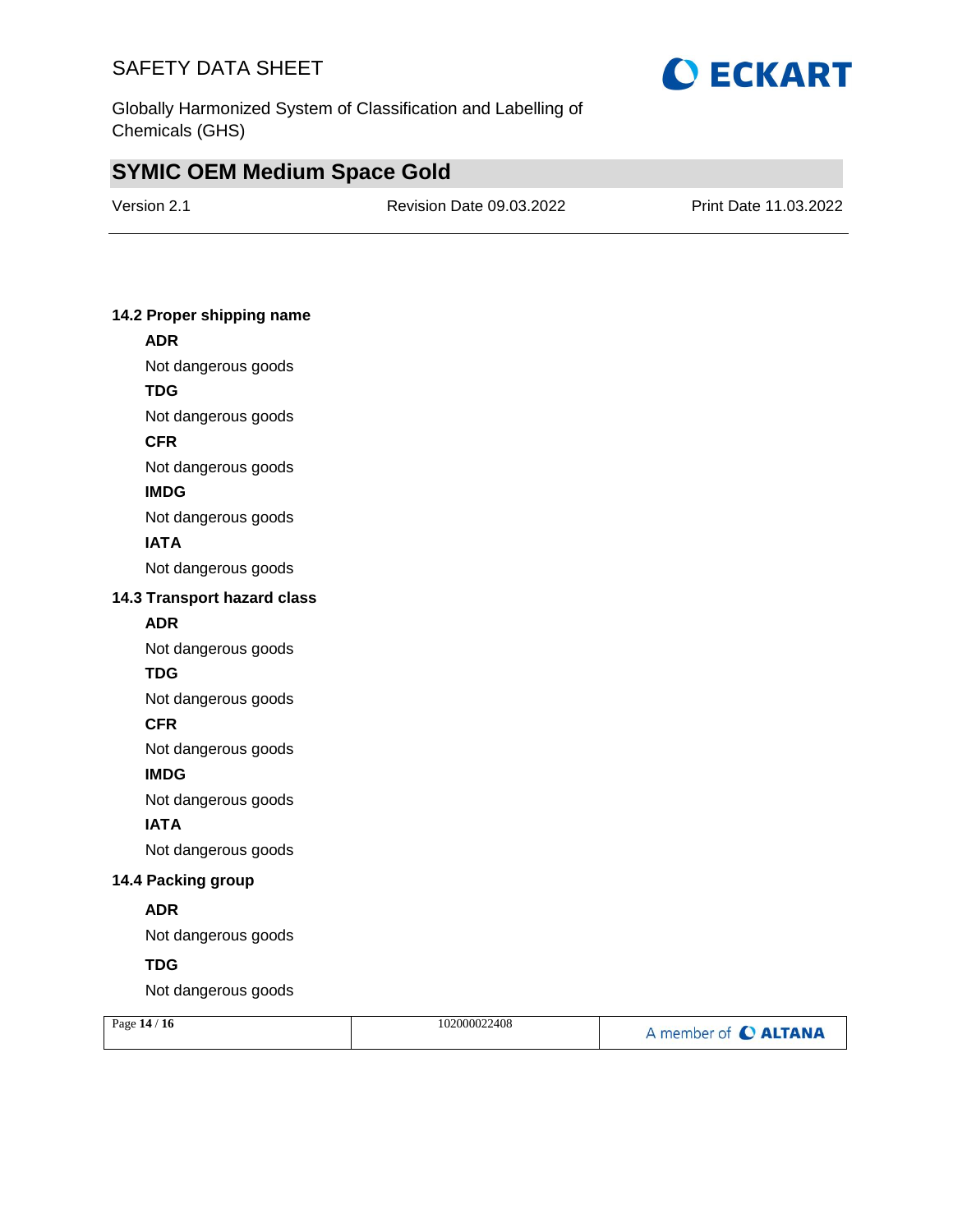### 14.2 Proper shipping name

**ADR**

Not dangerous goods

**TDG**

Not dangerous goods

**CFR**

Not dangerous goods

**IMDG**

Not dangerous goods

**IATA**

Not dangerous goods

### 14.3 Transport hazard class

**ADR**

Not dangerous goods

**TDG**

Not dangerous goods

**CFR**

Not dangerous goods

**IMDG**

Not dangerous goods

**IATA**

Not dangerous goods

### 14.4 Packing group

**ADR**

Not dangerous goods

**TDG**

Not dangerous goods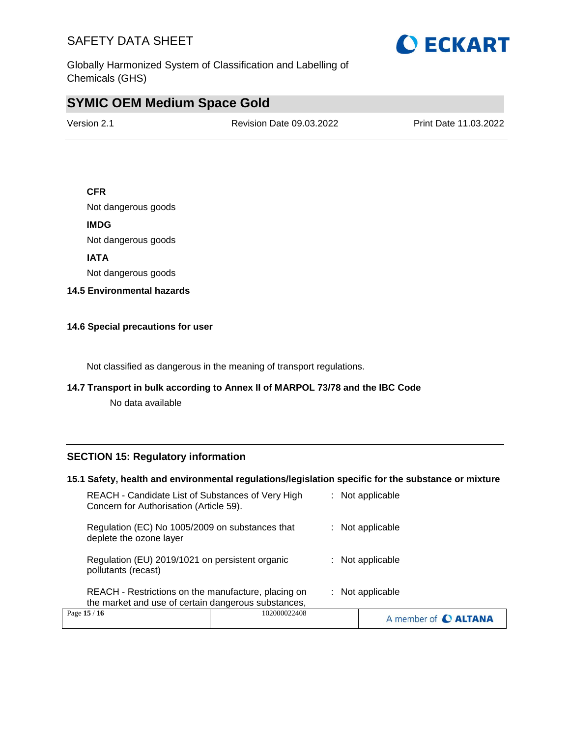**CFR**

Not dangerous goods

**IMDG**

Not dangerous goods

**IATA**

Not dangerous goods

### 14.5 Environmental hazards

### 14.6 Special precautions for user

Not classified as dangerous in the meaning of transport regulations.

### 14.7 Transport in bulk according to Annex II of MARPOL 73/78 and the IBC Code

No data available

## SECTION 15: Regulatory information

### 15.1 Safety, health and environmental regulations/legislation specific for the substance or mixture

| | |
|---|---|
| REACH - Candidate List of Substances of Very High Concern for Authorisation (Article 59). | : Not applicable |
| Regulation (EC) No 1005/2009 on substances that deplete the ozone layer | : Not applicable |
| Regulation (EU) 2019/1021 on persistent organic pollutants (recast) | : Not applicable |
| REACH - Restrictions on the manufacture, placing on the market and use of certain dangerous substances, | : Not applicable |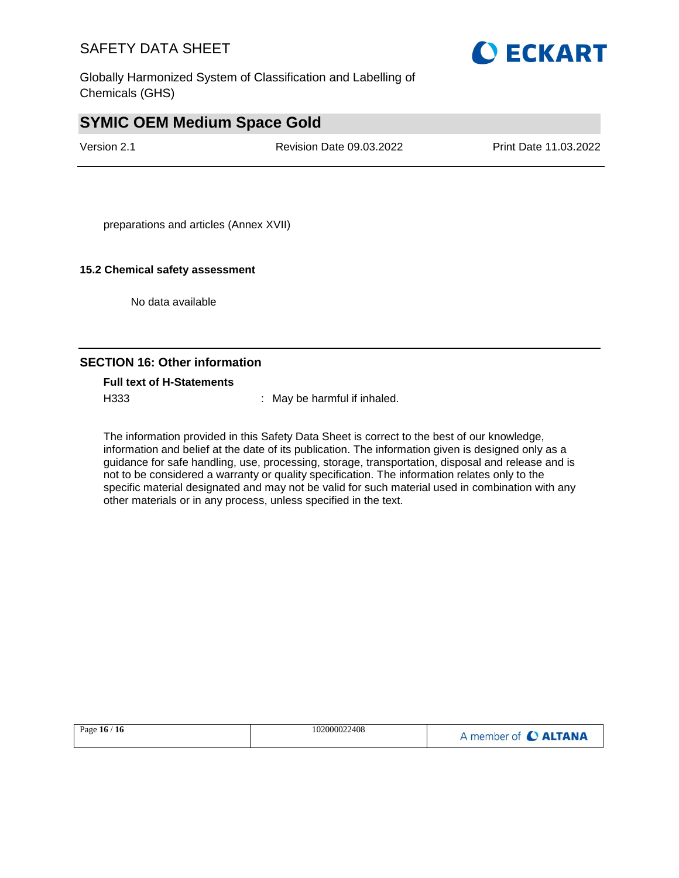preparations and articles (Annex XVII)

**15.2 Chemical safety assessment**

No data available

## SECTION 16: Other information

**Full text of H-Statements**

H333 : May be harmful if inhaled.

The information provided in this Safety Data Sheet is correct to the best of our knowledge, information and belief at the date of its publication. The information given is designed only as a guidance for safe handling, use, processing, storage, transportation, disposal and release and is not to be considered a warranty or quality specification. The information relates only to the specific material designated and may not be valid for such material used in combination with any other materials or in any process, unless specified in the text.